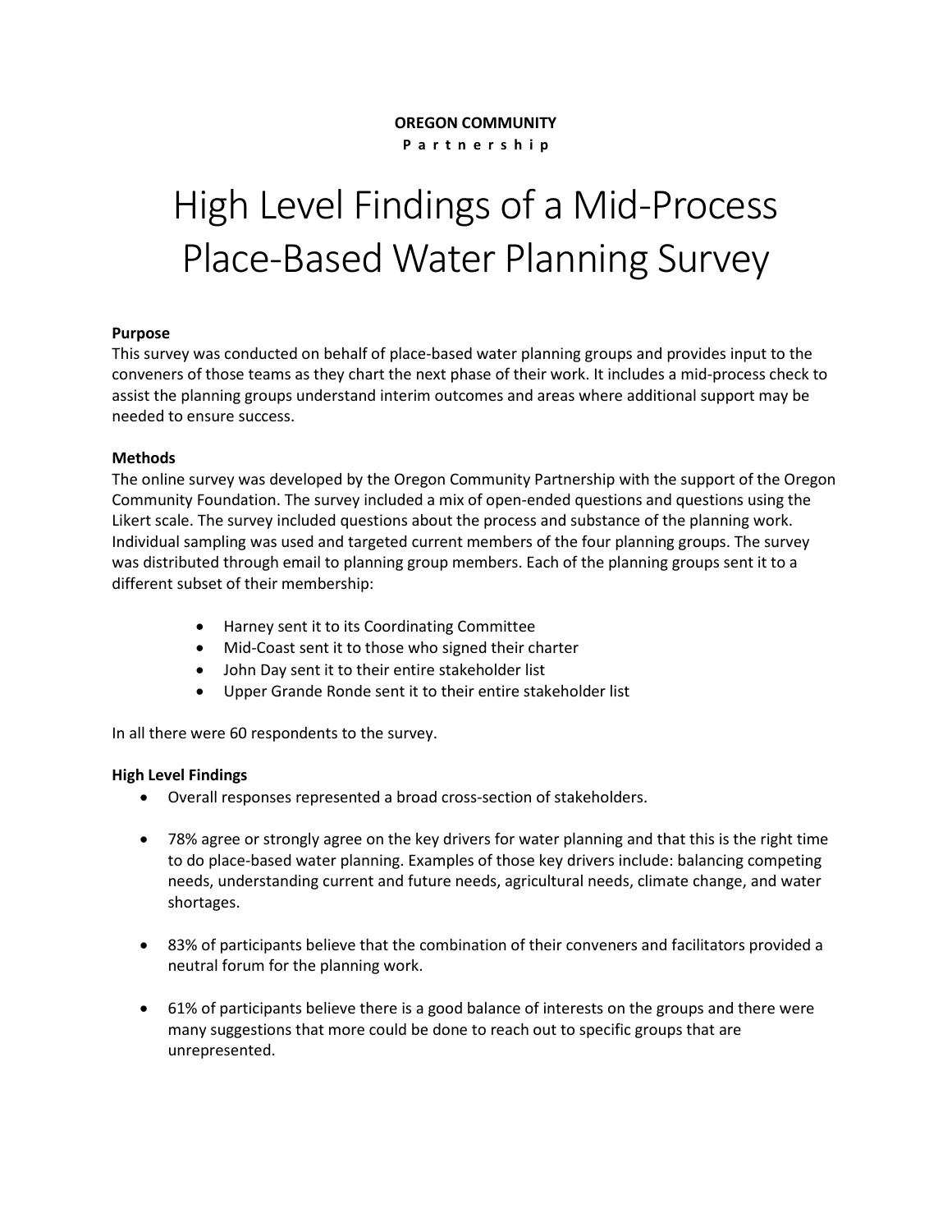**OREGON COMMUNITY**
**P a r t n e r s h i p**

# High Level Findings of a Mid-Process Place-Based Water Planning Survey

**Purpose**

This survey was conducted on behalf of place-based water planning groups and provides input to the conveners of those teams as they chart the next phase of their work. It includes a mid-process check to assist the planning groups understand interim outcomes and areas where additional support may be needed to ensure success.

**Methods**

The online survey was developed by the Oregon Community Partnership with the support of the Oregon Community Foundation. The survey included a mix of open-ended questions and questions using the Likert scale. The survey included questions about the process and substance of the planning work. Individual sampling was used and targeted current members of the four planning groups. The survey was distributed through email to planning group members. Each of the planning groups sent it to a different subset of their membership:

- Harney sent it to its Coordinating Committee
- Mid-Coast sent it to those who signed their charter
- John Day sent it to their entire stakeholder list
- Upper Grande Ronde sent it to their entire stakeholder list

In all there were 60 respondents to the survey.

**High Level Findings**

- Overall responses represented a broad cross-section of stakeholders.
- 78% agree or strongly agree on the key drivers for water planning and that this is the right time to do place-based water planning. Examples of those key drivers include: balancing competing needs, understanding current and future needs, agricultural needs, climate change, and water shortages.
- 83% of participants believe that the combination of their conveners and facilitators provided a neutral forum for the planning work.
- 61% of participants believe there is a good balance of interests on the groups and there were many suggestions that more could be done to reach out to specific groups that are unrepresented.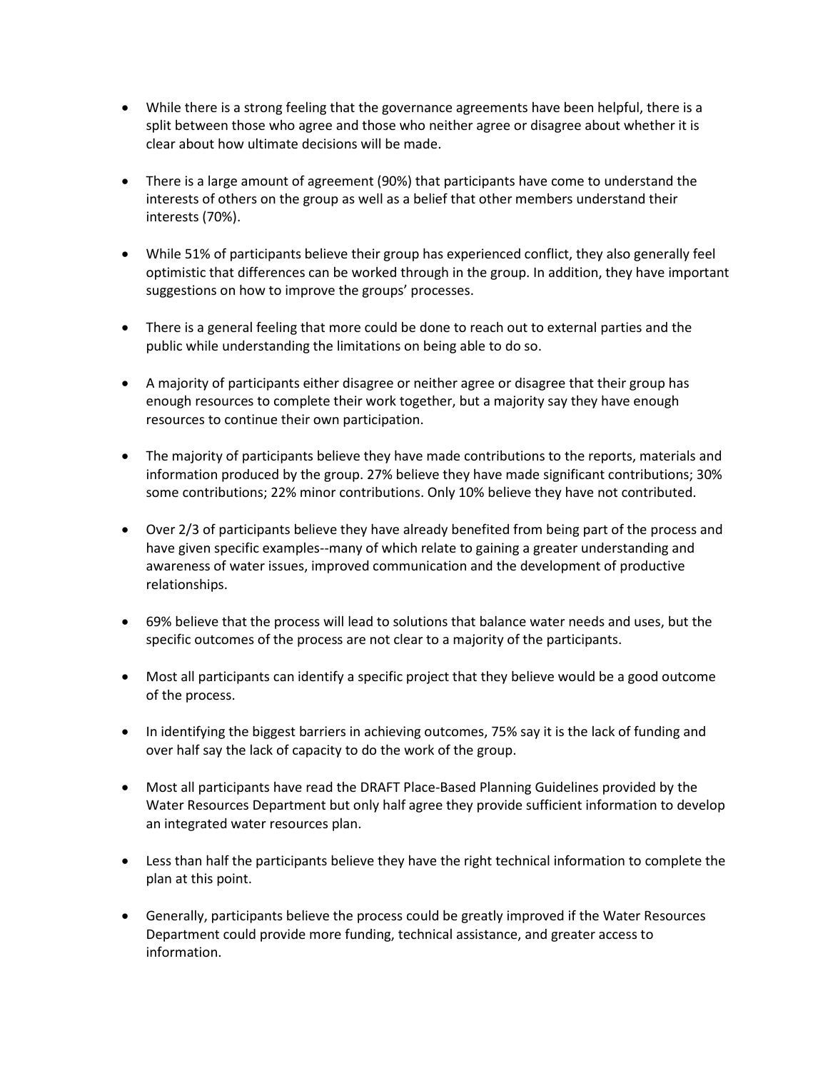- While there is a strong feeling that the governance agreements have been helpful, there is a split between those who agree and those who neither agree or disagree about whether it is clear about how ultimate decisions will be made.

- There is a large amount of agreement (90%) that participants have come to understand the interests of others on the group as well as a belief that other members understand their interests (70%).

- While 51% of participants believe their group has experienced conflict, they also generally feel optimistic that differences can be worked through in the group. In addition, they have important suggestions on how to improve the groups' processes.

- There is a general feeling that more could be done to reach out to external parties and the public while understanding the limitations on being able to do so.

- A majority of participants either disagree or neither agree or disagree that their group has enough resources to complete their work together, but a majority say they have enough resources to continue their own participation.

- The majority of participants believe they have made contributions to the reports, materials and information produced by the group. 27% believe they have made significant contributions; 30% some contributions; 22% minor contributions. Only 10% believe they have not contributed.

- Over 2/3 of participants believe they have already benefited from being part of the process and have given specific examples--many of which relate to gaining a greater understanding and awareness of water issues, improved communication and the development of productive relationships.

- 69% believe that the process will lead to solutions that balance water needs and uses, but the specific outcomes of the process are not clear to a majority of the participants.

- Most all participants can identify a specific project that they believe would be a good outcome of the process.

- In identifying the biggest barriers in achieving outcomes, 75% say it is the lack of funding and over half say the lack of capacity to do the work of the group.

- Most all participants have read the DRAFT Place-Based Planning Guidelines provided by the Water Resources Department but only half agree they provide sufficient information to develop an integrated water resources plan.

- Less than half the participants believe they have the right technical information to complete the plan at this point.

- Generally, participants believe the process could be greatly improved if the Water Resources Department could provide more funding, technical assistance, and greater access to information.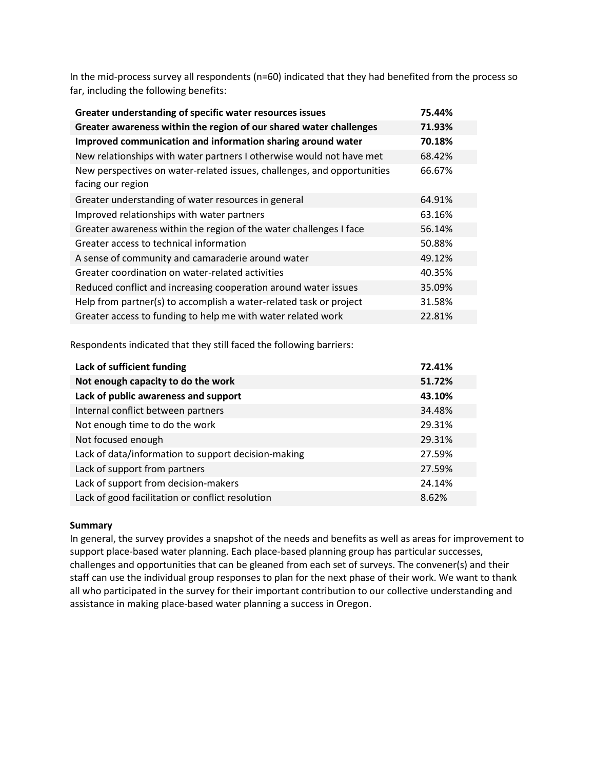In the mid-process survey all respondents (n=60) indicated that they had benefited from the process so far, including the following benefits:

| | |
|---|---|
| **Greater understanding of specific water resources issues** | **75.44%** |
| **Greater awareness within the region of our shared water challenges** | **71.93%** |
| **Improved communication and information sharing around water** | **70.18%** |
| New relationships with water partners I otherwise would not have met | 68.42% |
| New perspectives on water-related issues, challenges, and opportunities facing our region | 66.67% |
| Greater understanding of water resources in general | 64.91% |
| Improved relationships with water partners | 63.16% |
| Greater awareness within the region of the water challenges I face | 56.14% |
| Greater access to technical information | 50.88% |
| A sense of community and camaraderie around water | 49.12% |
| Greater coordination on water-related activities | 40.35% |
| Reduced conflict and increasing cooperation around water issues | 35.09% |
| Help from partner(s) to accomplish a water-related task or project | 31.58% |
| Greater access to funding to help me with water related work | 22.81% |

Respondents indicated that they still faced the following barriers:

| | |
|---|---|
| **Lack of sufficient funding** | **72.41%** |
| **Not enough capacity to do the work** | **51.72%** |
| **Lack of public awareness and support** | **43.10%** |
| Internal conflict between partners | 34.48% |
| Not enough time to do the work | 29.31% |
| Not focused enough | 29.31% |
| Lack of data/information to support decision-making | 27.59% |
| Lack of support from partners | 27.59% |
| Lack of support from decision-makers | 24.14% |
| Lack of good facilitation or conflict resolution | 8.62% |

**Summary**

In general, the survey provides a snapshot of the needs and benefits as well as areas for improvement to support place-based water planning. Each place-based planning group has particular successes, challenges and opportunities that can be gleaned from each set of surveys. The convener(s) and their staff can use the individual group responses to plan for the next phase of their work. We want to thank all who participated in the survey for their important contribution to our collective understanding and assistance in making place-based water planning a success in Oregon.